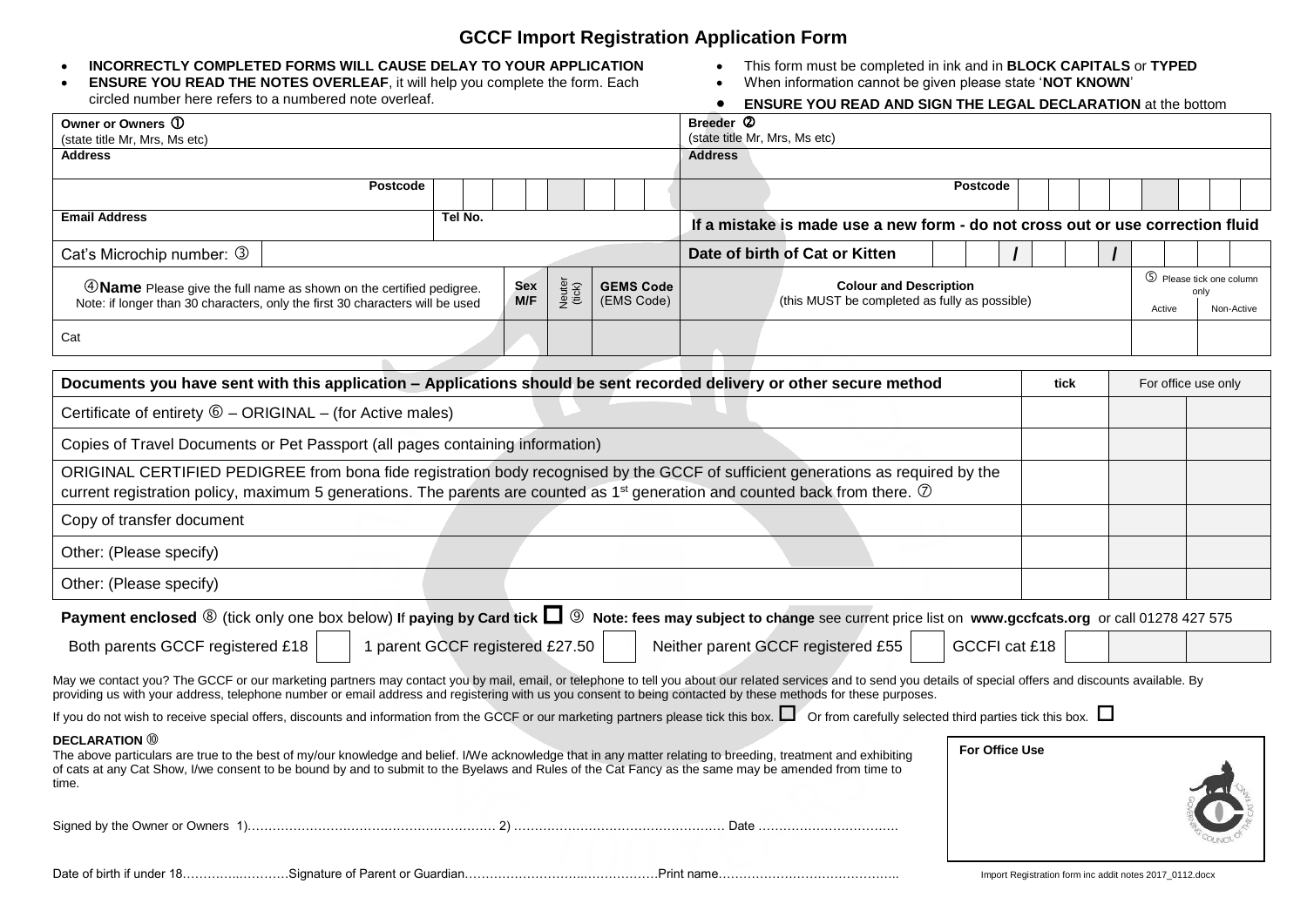# GCCF Import Registration Application Form

- **INCORRECTLY COMPLETED FORMS WILL CAUSE DELAY TO YOUR APPLICATION**
- **ENSURE YOU READ THE NOTES OVERLEAF**, it will help you complete the form. Each circled number here refers to a numbered note overleaf.
- This form must be completed in ink and in **BLOCK CAPITALS** or **TYPED**
- When information cannot be given please state '**NOT KNOWN**'
- **ENSURE YOU READ AND SIGN THE LEGAL DECLARATION** at the bottom

| **Owner or Owners** ① (state title Mr, Mrs, Ms etc) | | **Breeder** ② (state title Mr, Mrs, Ms etc) | |
|---|---|---|---|
| **Address** | | **Address** | |
| **Postcode** | | **Postcode** | |
| **Email Address** | **Tel No.** | **If a mistake is made use a new form - do not cross out or use correction fluid** | |
| Cat's Microchip number: ③ | | **Date of birth of Cat or Kitten** | / / |

| ④**Name** Please give the full name as shown on the certified pedigree. Note: if longer than 30 characters, only the first 30 characters will be used | **Sex M/F** | Neuter (tick) | **GEMS Code** (EMS Code) | **Colour and Description** (this MUST be completed as fully as possible) | ⑤ Please tick one column only: Active | Non-Active |
|---|---|---|---|---|---|---|
| Cat | | | | | | |

| **Documents you have sent with this application – Applications should be sent recorded delivery or other secure method** | **tick** | For office use only | |
|---|---|---|---|
| Certificate of entirety ⑥ – ORIGINAL – (for Active males) | | | |
| Copies of Travel Documents or Pet Passport (all pages containing information) | | | |
| ORIGINAL CERTIFIED PEDIGREE from bona fide registration body recognised by the GCCF of sufficient generations as required by the current registration policy, maximum 5 generations. The parents are counted as 1st generation and counted back from there. ⑦ | | | |
| Copy of transfer document | | | |
| Other: (Please specify) | | | |
| Other: (Please specify) | | | |

**Payment enclosed** ⑧ (tick only one box below) **If paying by Card tick** ☐ ⑨ **Note: fees may subject to change** see current price list on **www.gccfcats.org** or call 01278 427 575

| Both parents GCCF registered £18 | | 1 parent GCCF registered £27.50 | | Neither parent GCCF registered £55 | | GCCFI cat £18 | | | |
|---|---|---|---|---|---|---|---|---|---|

May we contact you? The GCCF or our marketing partners may contact you by mail, email, or telephone to tell you about our related services and to send you details of special offers and discounts available. By providing us with your address, telephone number or email address and registering with us you consent to being contacted by these methods for these purposes.

If you do not wish to receive special offers, discounts and information from the GCCF or our marketing partners please tick this box. ☐ Or from carefully selected third parties tick this box. ☐

**DECLARATION** ⑩

The above particulars are true to the best of my/our knowledge and belief. I/We acknowledge that in any matter relating to breeding, treatment and exhibiting of cats at any Cat Show, I/we consent to be bound by and to submit to the Byelaws and Rules of the Cat Fancy as the same may be amended from time to time.

Signed by the Owner or Owners 1)…………………………………………………… 2) …………………………………………… Date ……………………………

Date of birth if under 18……………………….Signature of Parent or Guardian………………………………………Print name……………………………………..

**For Office Use**

Import Registration form inc addit notes 2017_0112.docx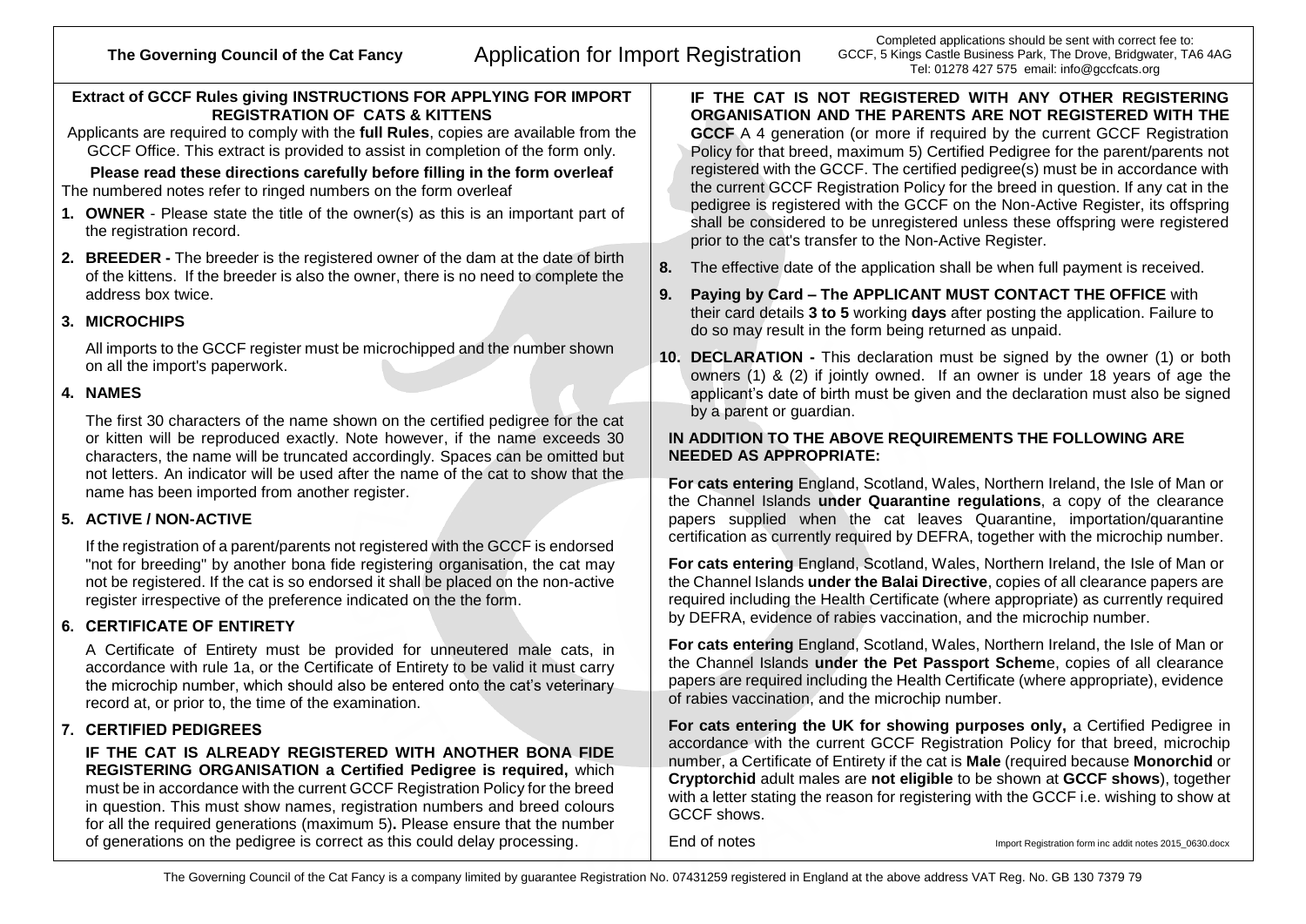**The Governing Council of the Cat Fancy** — Application for Import Registration

Completed applications should be sent with correct fee to: GCCF, 5 Kings Castle Business Park, The Drove, Bridgwater, TA6 4AG Tel: 01278 427 575 email: info@gccfcats.org

## Extract of GCCF Rules giving INSTRUCTIONS FOR APPLYING FOR IMPORT REGISTRATION OF CATS & KITTENS

Applicants are required to comply with the **full Rules**, copies are available from the GCCF Office. This extract is provided to assist in completion of the form only.

**Please read these directions carefully before filling in the form overleaf**

The numbered notes refer to ringed numbers on the form overleaf

1. **OWNER** - Please state the title of the owner(s) as this is an important part of the registration record.
2. **BREEDER -** The breeder is the registered owner of the dam at the date of birth of the kittens. If the breeder is also the owner, there is no need to complete the address box twice.
3. **MICROCHIPS**

   All imports to the GCCF register must be microchipped and the number shown on all the import's paperwork.

4. **NAMES**

   The first 30 characters of the name shown on the certified pedigree for the cat or kitten will be reproduced exactly. Note however, if the name exceeds 30 characters, the name will be truncated accordingly. Spaces can be omitted but not letters. An indicator will be used after the name of the cat to show that the name has been imported from another register.

5. **ACTIVE / NON-ACTIVE**

   If the registration of a parent/parents not registered with the GCCF is endorsed "not for breeding" by another bona fide registering organisation, the cat may not be registered. If the cat is so endorsed it shall be placed on the non-active register irrespective of the preference indicated on the the form.

6. **CERTIFICATE OF ENTIRETY**

   A Certificate of Entirety must be provided for unneutered male cats, in accordance with rule 1a, or the Certificate of Entirety to be valid it must carry the microchip number, which should also be entered onto the cat's veterinary record at, or prior to, the time of the examination.

7. **CERTIFIED PEDIGREES**

   **IF THE CAT IS ALREADY REGISTERED WITH ANOTHER BONA FIDE REGISTERING ORGANISATION a Certified Pedigree is required,** which must be in accordance with the current GCCF Registration Policy for the breed in question. This must show names, registration numbers and breed colours for all the required generations (maximum 5)**.** Please ensure that the number of generations on the pedigree is correct as this could delay processing.

   **IF THE CAT IS NOT REGISTERED WITH ANY OTHER REGISTERING ORGANISATION AND THE PARENTS ARE NOT REGISTERED WITH THE GCCF** A 4 generation (or more if required by the current GCCF Registration Policy for that breed, maximum 5) Certified Pedigree for the parent/parents not registered with the GCCF. The certified pedigree(s) must be in accordance with the current GCCF Registration Policy for the breed in question. If any cat in the pedigree is registered with the GCCF on the Non-Active Register, its offspring shall be considered to be unregistered unless these offspring were registered prior to the cat's transfer to the Non-Active Register.

8. The effective date of the application shall be when full payment is received.
9. **Paying by Card – The APPLICANT MUST CONTACT THE OFFICE** with their card details **3 to 5** working **days** after posting the application. Failure to do so may result in the form being returned as unpaid.
10. **DECLARATION -** This declaration must be signed by the owner (1) or both owners (1) & (2) if jointly owned. If an owner is under 18 years of age the applicant's date of birth must be given and the declaration must also be signed by a parent or guardian.

**IN ADDITION TO THE ABOVE REQUIREMENTS THE FOLLOWING ARE NEEDED AS APPROPRIATE:**

**For cats entering** England, Scotland, Wales, Northern Ireland, the Isle of Man or the Channel Islands **under Quarantine regulations**, a copy of the clearance papers supplied when the cat leaves Quarantine, importation/quarantine certification as currently required by DEFRA, together with the microchip number.

**For cats entering** England, Scotland, Wales, Northern Ireland, the Isle of Man or the Channel Islands **under the Balai Directive**, copies of all clearance papers are required including the Health Certificate (where appropriate) as currently required by DEFRA, evidence of rabies vaccination, and the microchip number.

**For cats entering** England, Scotland, Wales, Northern Ireland, the Isle of Man or the Channel Islands **under the Pet Passport Schem**e, copies of all clearance papers are required including the Health Certificate (where appropriate), evidence of rabies vaccination, and the microchip number.

**For cats entering the UK for showing purposes only,** a Certified Pedigree in accordance with the current GCCF Registration Policy for that breed, microchip number, a Certificate of Entirety if the cat is **Male** (required because **Monorchid** or **Cryptorchid** adult males are **not eligible** to be shown at **GCCF shows**), together with a letter stating the reason for registering with the GCCF i.e. wishing to show at GCCF shows.

End of notes

Import Registration form inc addit notes 2015_0630.docx

The Governing Council of the Cat Fancy is a company limited by guarantee Registration No. 07431259 registered in England at the above address VAT Reg. No. GB 130 7379 79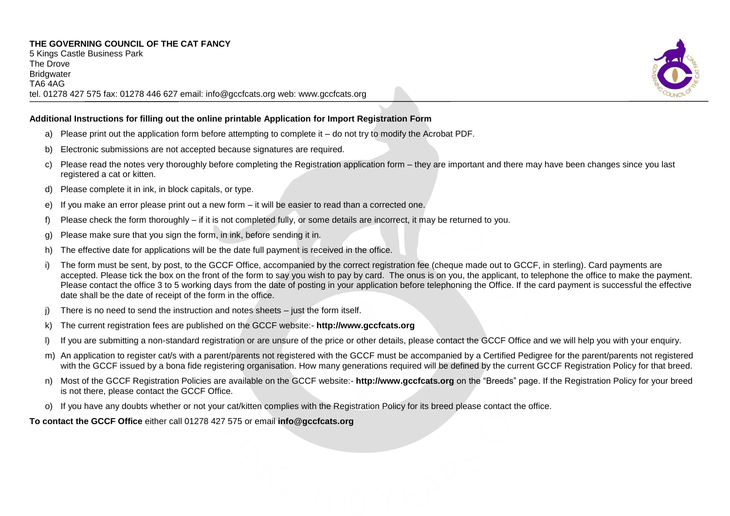**THE GOVERNING COUNCIL OF THE CAT FANCY**
5 Kings Castle Business Park
The Drove
Bridgwater
TA6 4AG
tel. 01278 427 575 fax: 01278 446 627 email: info@gccfcats.org web: www.gccfcats.org

**Additional Instructions for filling out the online printable Application for Import Registration Form**

a) Please print out the application form before attempting to complete it – do not try to modify the Acrobat PDF.

b) Electronic submissions are not accepted because signatures are required.

c) Please read the notes very thoroughly before completing the Registration application form – they are important and there may have been changes since you last registered a cat or kitten.

d) Please complete it in ink, in block capitals, or type.

e) If you make an error please print out a new form – it will be easier to read than a corrected one.

f) Please check the form thoroughly – if it is not completed fully, or some details are incorrect, it may be returned to you.

g) Please make sure that you sign the form, in ink, before sending it in.

h) The effective date for applications will be the date full payment is received in the office.

i) The form must be sent, by post, to the GCCF Office, accompanied by the correct registration fee (cheque made out to GCCF, in sterling). Card payments are accepted. Please tick the box on the front of the form to say you wish to pay by card. The onus is on you, the applicant, to telephone the office to make the payment. Please contact the office 3 to 5 working days from the date of posting in your application before telephoning the Office. If the card payment is successful the effective date shall be the date of receipt of the form in the office.

j) There is no need to send the instruction and notes sheets – just the form itself.

k) The current registration fees are published on the GCCF website:- **http://www.gccfcats.org**

l) If you are submitting a non-standard registration or are unsure of the price or other details, please contact the GCCF Office and we will help you with your enquiry.

m) An application to register cat/s with a parent/parents not registered with the GCCF must be accompanied by a Certified Pedigree for the parent/parents not registered with the GCCF issued by a bona fide registering organisation. How many generations required will be defined by the current GCCF Registration Policy for that breed.

n) Most of the GCCF Registration Policies are available on the GCCF website:- **http://www.gccfcats.org** on the "Breeds" page. If the Registration Policy for your breed is not there, please contact the GCCF Office.

o) If you have any doubts whether or not your cat/kitten complies with the Registration Policy for its breed please contact the office.

**To contact the GCCF Office** either call 01278 427 575 or email **info@gccfcats.org**